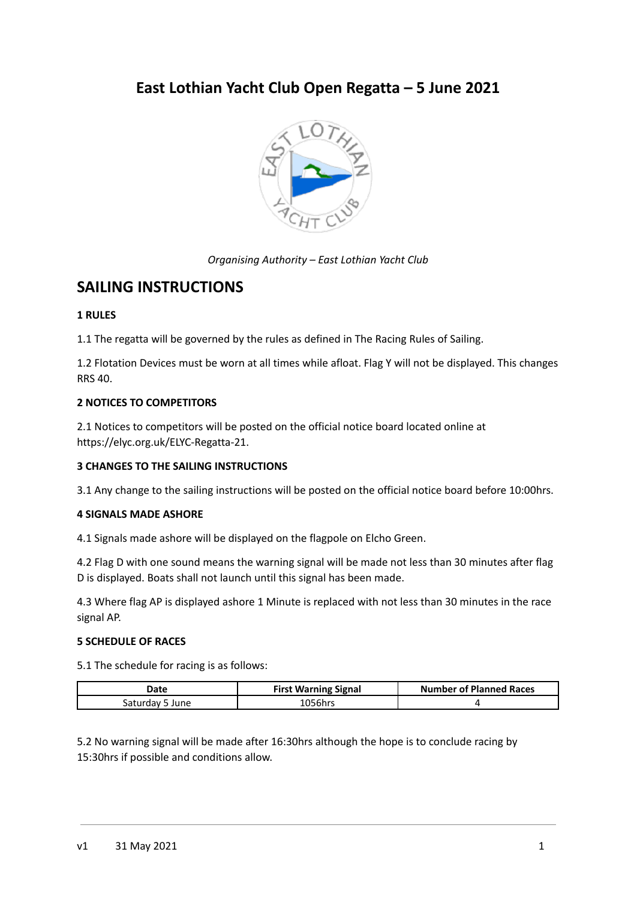# East Lothian Yacht Club Open Regatta – 5 June 2021

*Organising Authority – East Lothian Yacht Club*

## SAILING INSTRUCTIONS

**1 RULES**

1.1 The regatta will be governed by the rules as defined in The Racing Rules of Sailing.

1.2 Flotation Devices must be worn at all times while afloat. Flag Y will not be displayed. This changes RRS 40.

**2 NOTICES TO COMPETITORS**

2.1 Notices to competitors will be posted on the official notice board located online at https://elyc.org.uk/ELYC-Regatta-21.

**3 CHANGES TO THE SAILING INSTRUCTIONS**

3.1 Any change to the sailing instructions will be posted on the official notice board before 10:00hrs.

**4 SIGNALS MADE ASHORE**

4.1 Signals made ashore will be displayed on the flagpole on Elcho Green.

4.2 Flag D with one sound means the warning signal will be made not less than 30 minutes after flag D is displayed. Boats shall not launch until this signal has been made.

4.3 Where flag AP is displayed ashore 1 Minute is replaced with not less than 30 minutes in the race signal AP.

**5 SCHEDULE OF RACES**

5.1 The schedule for racing is as follows:

| Date | First Warning Signal | Number of Planned Races |
|---|---|---|
| Saturday 5 June | 1056hrs | 4 |

5.2 No warning signal will be made after 16:30hrs although the hope is to conclude racing by 15:30hrs if possible and conditions allow.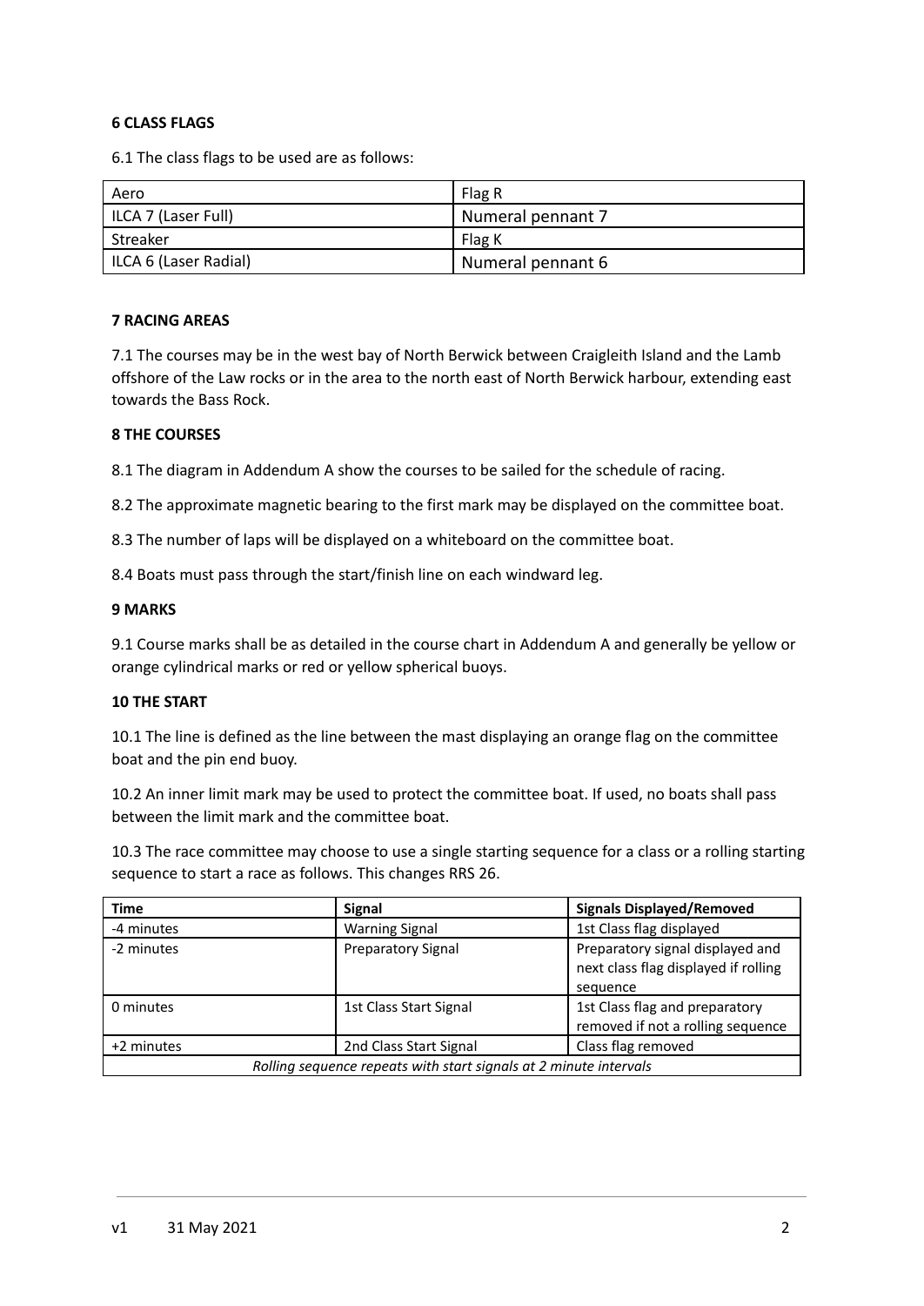#### 6 CLASS FLAGS

6.1 The class flags to be used are as follows:

| Aero | Flag R |
|---|---|
| ILCA 7 (Laser Full) | Numeral pennant 7 |
| Streaker | Flag K |
| ILCA 6 (Laser Radial) | Numeral pennant 6 |

#### 7 RACING AREAS

7.1 The courses may be in the west bay of North Berwick between Craigleith Island and the Lamb offshore of the Law rocks or in the area to the north east of North Berwick harbour, extending east towards the Bass Rock.

#### 8 THE COURSES

8.1 The diagram in Addendum A show the courses to be sailed for the schedule of racing.

8.2 The approximate magnetic bearing to the first mark may be displayed on the committee boat.

8.3 The number of laps will be displayed on a whiteboard on the committee boat.

8.4 Boats must pass through the start/finish line on each windward leg.

#### 9 MARKS

9.1 Course marks shall be as detailed in the course chart in Addendum A and generally be yellow or orange cylindrical marks or red or yellow spherical buoys.

#### 10 THE START

10.1 The line is defined as the line between the mast displaying an orange flag on the committee boat and the pin end buoy.

10.2 An inner limit mark may be used to protect the committee boat. If used, no boats shall pass between the limit mark and the committee boat.

10.3 The race committee may choose to use a single starting sequence for a class or a rolling starting sequence to start a race as follows. This changes RRS 26.

| Time | Signal | Signals Displayed/Removed |
|---|---|---|
| -4 minutes | Warning Signal | 1st Class flag displayed |
| -2 minutes | Preparatory Signal | Preparatory signal displayed and next class flag displayed if rolling sequence |
| 0 minutes | 1st Class Start Signal | 1st Class flag and preparatory removed if not a rolling sequence |
| +2 minutes | 2nd Class Start Signal | Class flag removed |
| *Rolling sequence repeats with start signals at 2 minute intervals* | | |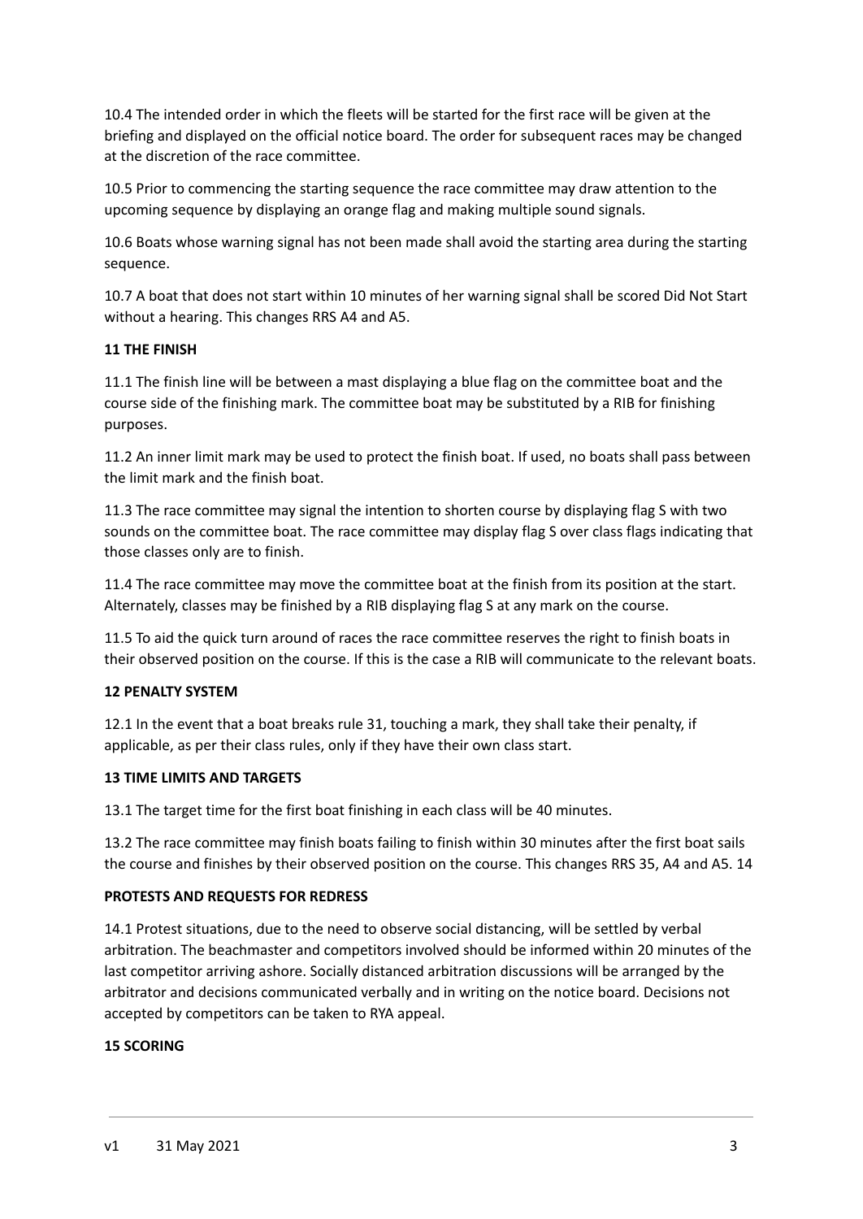10.4 The intended order in which the fleets will be started for the first race will be given at the briefing and displayed on the official notice board. The order for subsequent races may be changed at the discretion of the race committee.

10.5 Prior to commencing the starting sequence the race committee may draw attention to the upcoming sequence by displaying an orange flag and making multiple sound signals.

10.6 Boats whose warning signal has not been made shall avoid the starting area during the starting sequence.

10.7 A boat that does not start within 10 minutes of her warning signal shall be scored Did Not Start without a hearing. This changes RRS A4 and A5.

**11 THE FINISH**

11.1 The finish line will be between a mast displaying a blue flag on the committee boat and the course side of the finishing mark. The committee boat may be substituted by a RIB for finishing purposes.

11.2 An inner limit mark may be used to protect the finish boat. If used, no boats shall pass between the limit mark and the finish boat.

11.3 The race committee may signal the intention to shorten course by displaying flag S with two sounds on the committee boat. The race committee may display flag S over class flags indicating that those classes only are to finish.

11.4 The race committee may move the committee boat at the finish from its position at the start. Alternately, classes may be finished by a RIB displaying flag S at any mark on the course.

11.5 To aid the quick turn around of races the race committee reserves the right to finish boats in their observed position on the course. If this is the case a RIB will communicate to the relevant boats.

**12 PENALTY SYSTEM**

12.1 In the event that a boat breaks rule 31, touching a mark, they shall take their penalty, if applicable, as per their class rules, only if they have their own class start.

**13 TIME LIMITS AND TARGETS**

13.1 The target time for the first boat finishing in each class will be 40 minutes.

13.2 The race committee may finish boats failing to finish within 30 minutes after the first boat sails the course and finishes by their observed position on the course. This changes RRS 35, A4 and A5.

**14 PROTESTS AND REQUESTS FOR REDRESS**

14.1 Protest situations, due to the need to observe social distancing, will be settled by verbal arbitration. The beachmaster and competitors involved should be informed within 20 minutes of the last competitor arriving ashore. Socially distanced arbitration discussions will be arranged by the arbitrator and decisions communicated verbally and in writing on the notice board. Decisions not accepted by competitors can be taken to RYA appeal.

**15 SCORING**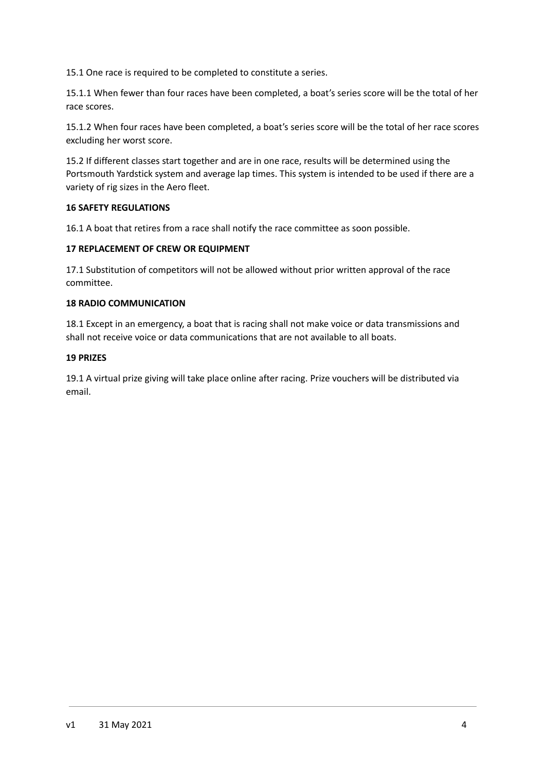15.1 One race is required to be completed to constitute a series.

15.1.1 When fewer than four races have been completed, a boat's series score will be the total of her race scores.

15.1.2 When four races have been completed, a boat's series score will be the total of her race scores excluding her worst score.

15.2 If different classes start together and are in one race, results will be determined using the Portsmouth Yardstick system and average lap times. This system is intended to be used if there are a variety of rig sizes in the Aero fleet.

**16 SAFETY REGULATIONS**

16.1 A boat that retires from a race shall notify the race committee as soon possible.

**17 REPLACEMENT OF CREW OR EQUIPMENT**

17.1 Substitution of competitors will not be allowed without prior written approval of the race committee.

**18 RADIO COMMUNICATION**

18.1 Except in an emergency, a boat that is racing shall not make voice or data transmissions and shall not receive voice or data communications that are not available to all boats.

**19 PRIZES**

19.1 A virtual prize giving will take place online after racing. Prize vouchers will be distributed via email.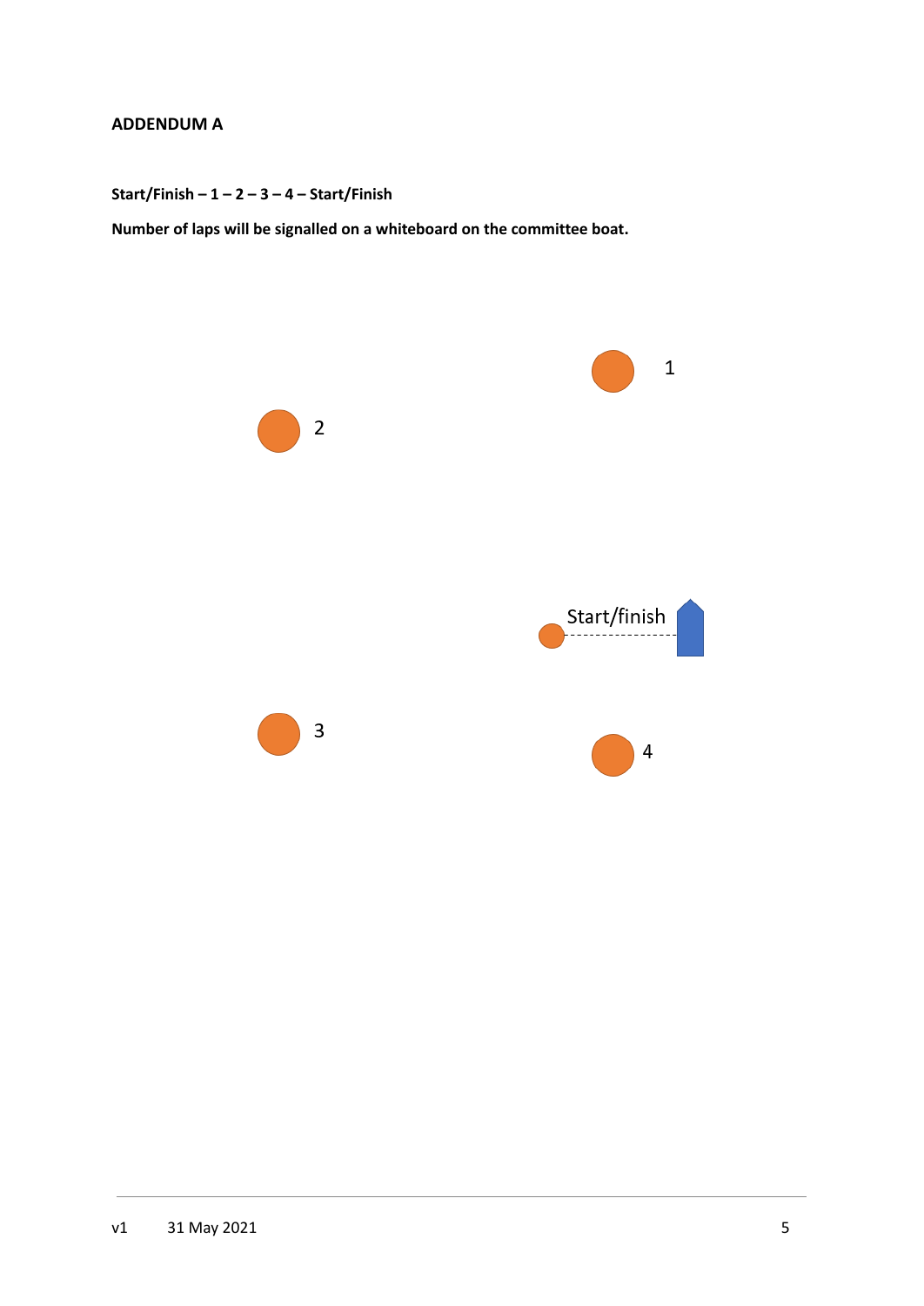**ADDENDUM A**

**Start/Finish – 1 – 2 – 3 – 4 – Start/Finish**

**Number of laps will be signalled on a whiteboard on the committee boat.**

1

2

Start/finish

3

4